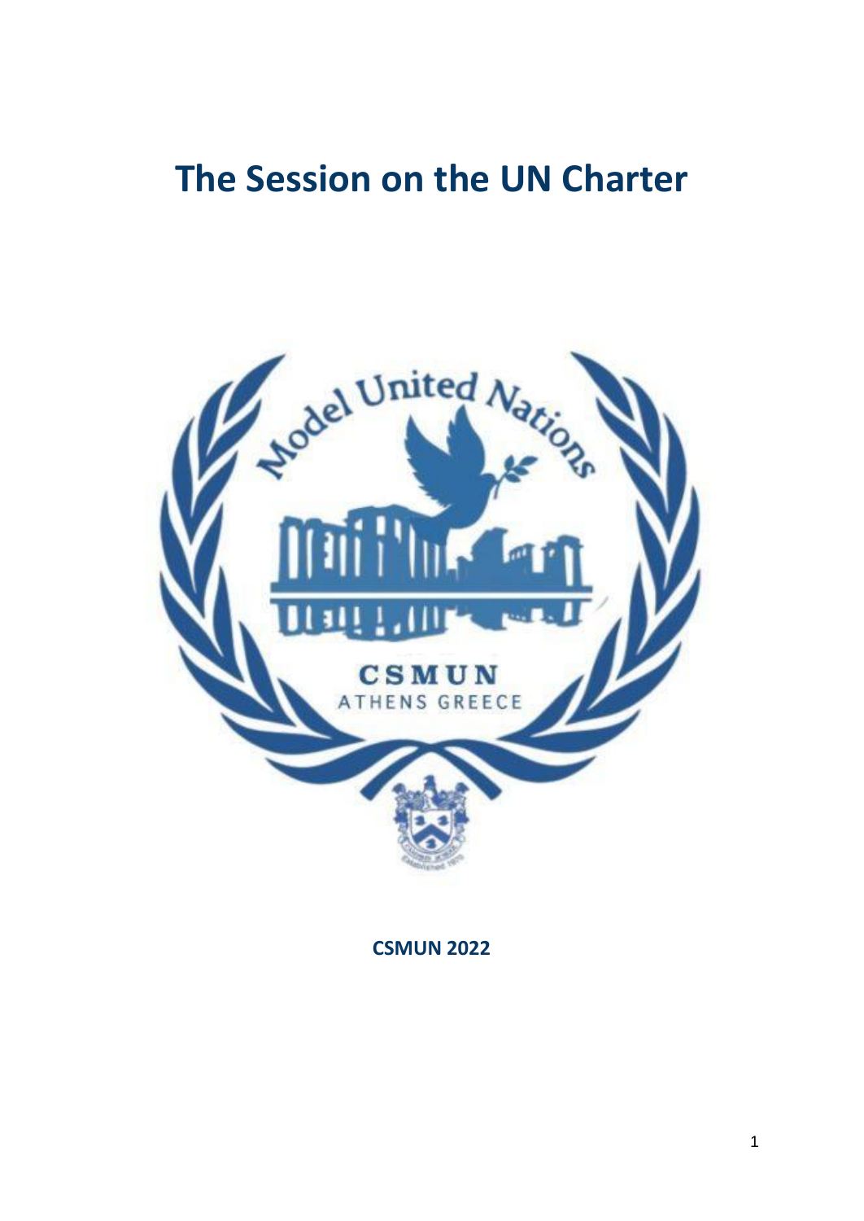# The Session on the UN Charter

**CSMUN 2022**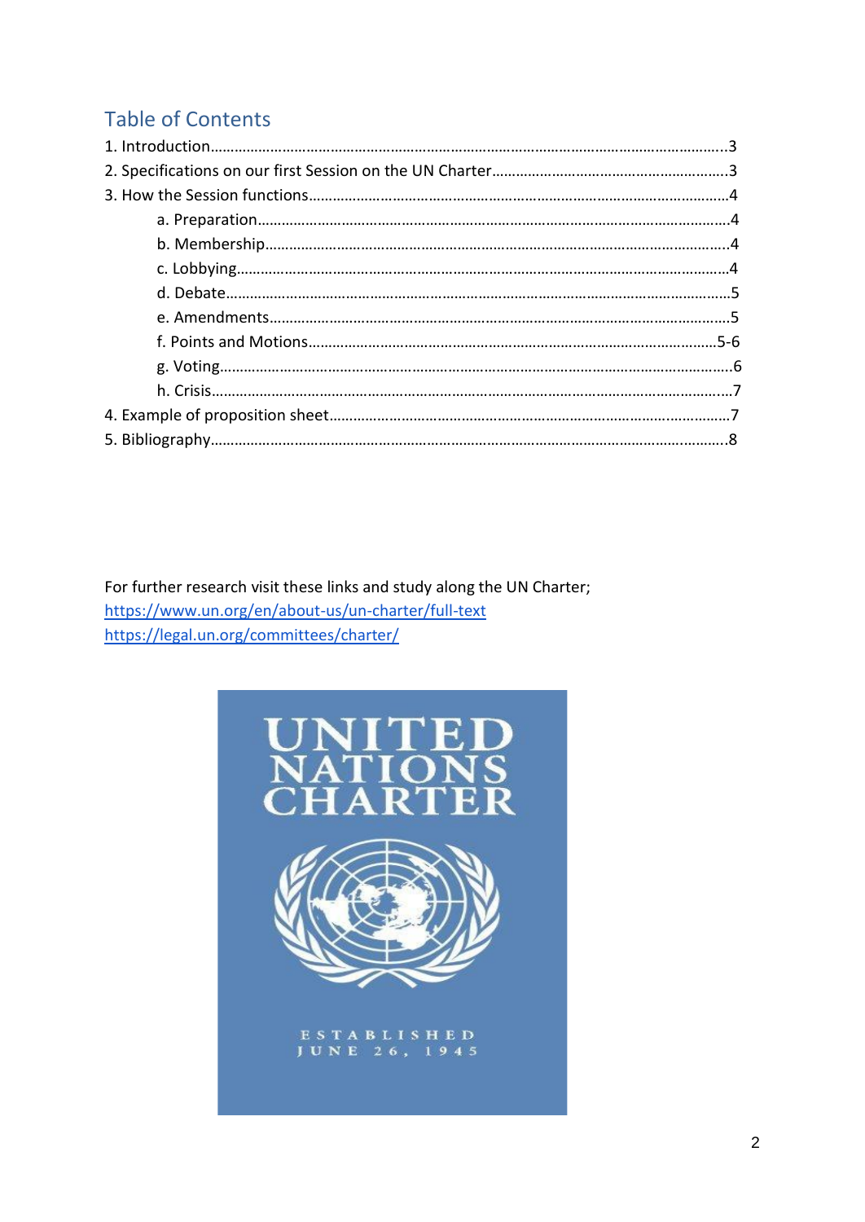## Table of Contents

1. Introduction..........3
2. Specifications on our first Session on the UN Charter..........3
3. How the Session functions..........4
   - a. Preparation..........4
   - b. Membership..........4
   - c. Lobbying..........4
   - d. Debate..........5
   - e. Amendments..........5
   - f. Points and Motions..........5-6
   - g. Voting..........6
   - h. Crisis..........7
4. Example of proposition sheet..........7
5. Bibliography..........8

For further research visit these links and study along the UN Charter;

https://www.un.org/en/about-us/un-charter/full-text

https://legal.un.org/committees/charter/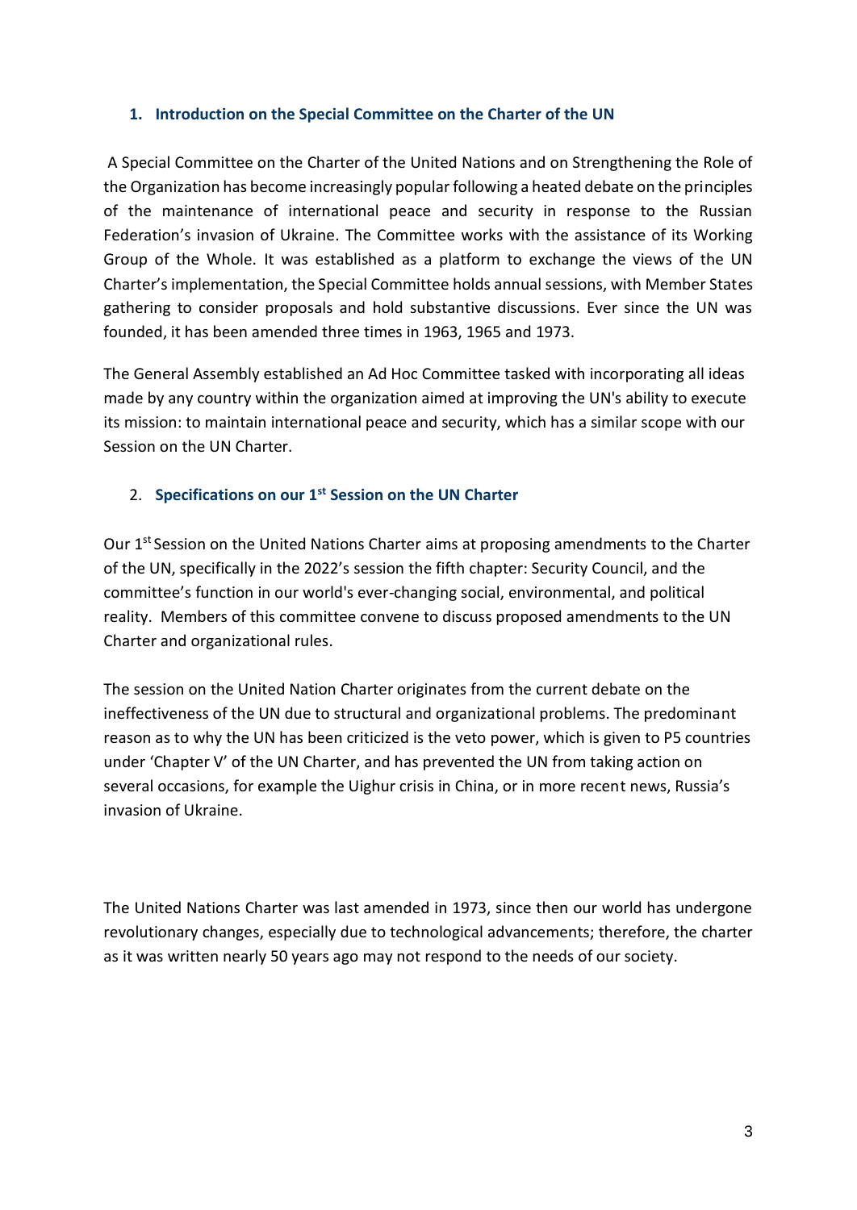## 1. Introduction on the Special Committee on the Charter of the UN

A Special Committee on the Charter of the United Nations and on Strengthening the Role of the Organization has become increasingly popular following a heated debate on the principles of the maintenance of international peace and security in response to the Russian Federation's invasion of Ukraine. The Committee works with the assistance of its Working Group of the Whole. It was established as a platform to exchange the views of the UN Charter's implementation, the Special Committee holds annual sessions, with Member States gathering to consider proposals and hold substantive discussions. Ever since the UN was founded, it has been amended three times in 1963, 1965 and 1973.

The General Assembly established an Ad Hoc Committee tasked with incorporating all ideas made by any country within the organization aimed at improving the UN's ability to execute its mission: to maintain international peace and security, which has a similar scope with our Session on the UN Charter.

## 2. Specifications on our 1st Session on the UN Charter

Our 1st Session on the United Nations Charter aims at proposing amendments to the Charter of the UN, specifically in the 2022's session the fifth chapter: Security Council, and the committee's function in our world's ever-changing social, environmental, and political reality. Members of this committee convene to discuss proposed amendments to the UN Charter and organizational rules.

The session on the United Nation Charter originates from the current debate on the ineffectiveness of the UN due to structural and organizational problems. The predominant reason as to why the UN has been criticized is the veto power, which is given to P5 countries under 'Chapter V' of the UN Charter, and has prevented the UN from taking action on several occasions, for example the Uighur crisis in China, or in more recent news, Russia's invasion of Ukraine.

The United Nations Charter was last amended in 1973, since then our world has undergone revolutionary changes, especially due to technological advancements; therefore, the charter as it was written nearly 50 years ago may not respond to the needs of our society.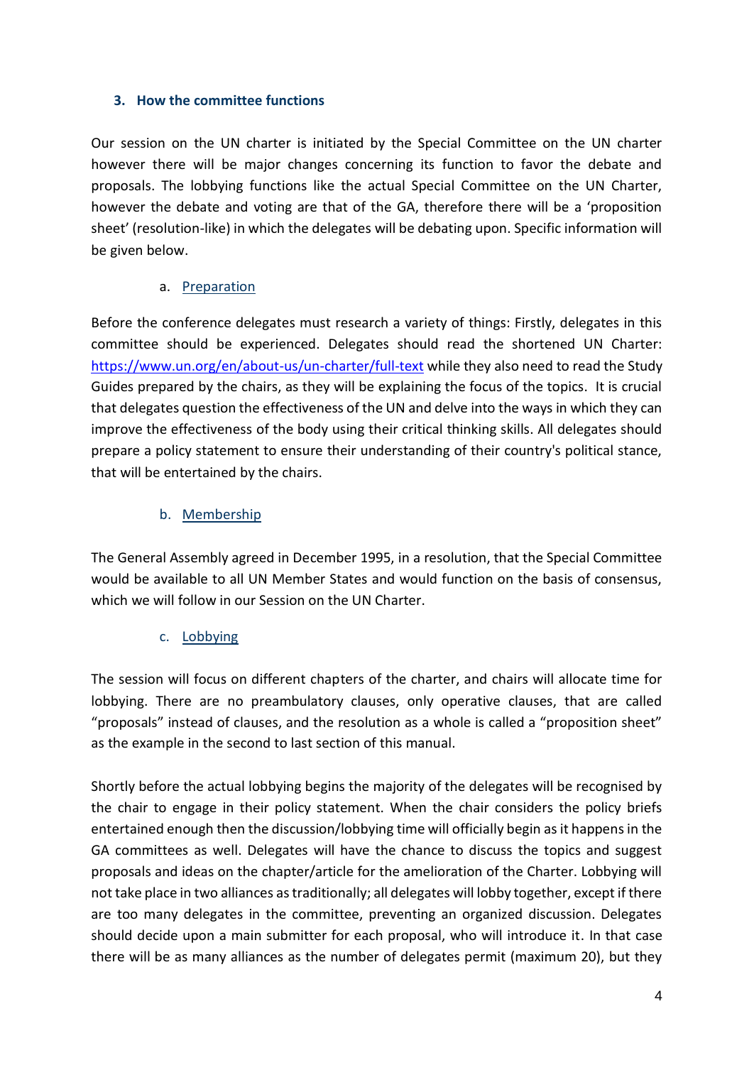### 3. How the committee functions

Our session on the UN charter is initiated by the Special Committee on the UN charter however there will be major changes concerning its function to favor the debate and proposals. The lobbying functions like the actual Special Committee on the UN Charter, however the debate and voting are that of the GA, therefore there will be a 'proposition sheet' (resolution-like) in which the delegates will be debating upon. Specific information will be given below.

#### a. Preparation

Before the conference delegates must research a variety of things: Firstly, delegates in this committee should be experienced. Delegates should read the shortened UN Charter: https://www.un.org/en/about-us/un-charter/full-text while they also need to read the Study Guides prepared by the chairs, as they will be explaining the focus of the topics. It is crucial that delegates question the effectiveness of the UN and delve into the ways in which they can improve the effectiveness of the body using their critical thinking skills. All delegates should prepare a policy statement to ensure their understanding of their country's political stance, that will be entertained by the chairs.

#### b. Membership

The General Assembly agreed in December 1995, in a resolution, that the Special Committee would be available to all UN Member States and would function on the basis of consensus, which we will follow in our Session on the UN Charter.

#### c. Lobbying

The session will focus on different chapters of the charter, and chairs will allocate time for lobbying. There are no preambulatory clauses, only operative clauses, that are called "proposals" instead of clauses, and the resolution as a whole is called a "proposition sheet" as the example in the second to last section of this manual.

Shortly before the actual lobbying begins the majority of the delegates will be recognised by the chair to engage in their policy statement. When the chair considers the policy briefs entertained enough then the discussion/lobbying time will officially begin as it happens in the GA committees as well. Delegates will have the chance to discuss the topics and suggest proposals and ideas on the chapter/article for the amelioration of the Charter. Lobbying will not take place in two alliances as traditionally; all delegates will lobby together, except if there are too many delegates in the committee, preventing an organized discussion. Delegates should decide upon a main submitter for each proposal, who will introduce it. In that case there will be as many alliances as the number of delegates permit (maximum 20), but they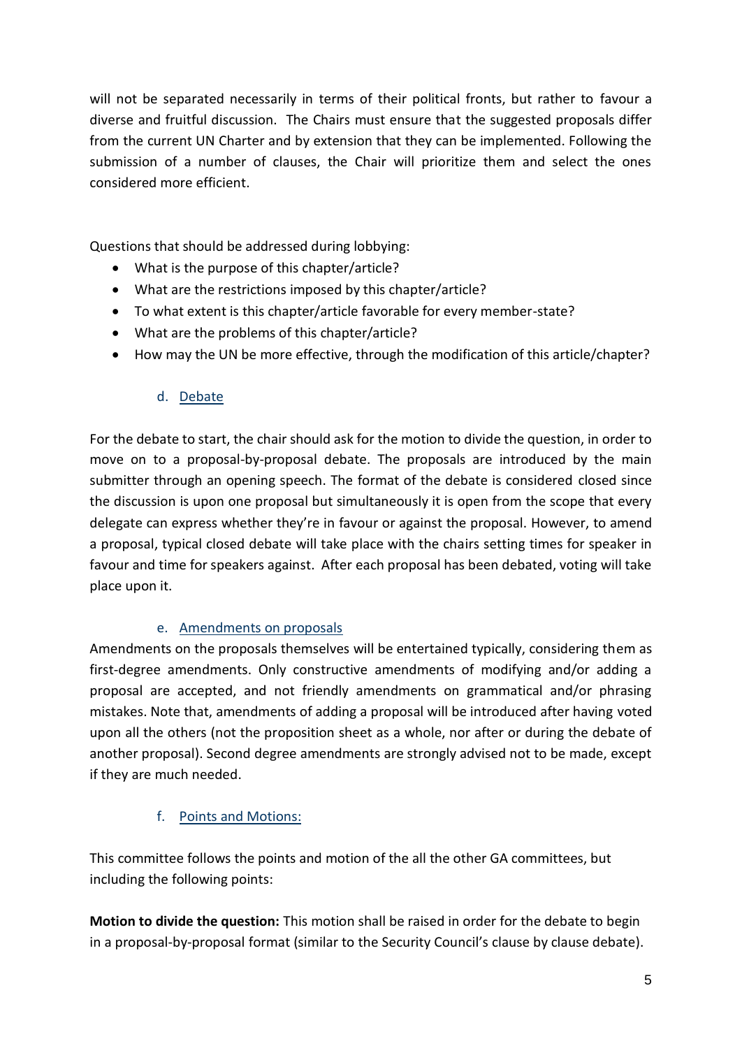will not be separated necessarily in terms of their political fronts, but rather to favour a diverse and fruitful discussion. The Chairs must ensure that the suggested proposals differ from the current UN Charter and by extension that they can be implemented. Following the submission of a number of clauses, the Chair will prioritize them and select the ones considered more efficient.

Questions that should be addressed during lobbying:

- What is the purpose of this chapter/article?
- What are the restrictions imposed by this chapter/article?
- To what extent is this chapter/article favorable for every member-state?
- What are the problems of this chapter/article?
- How may the UN be more effective, through the modification of this article/chapter?

### d. Debate

For the debate to start, the chair should ask for the motion to divide the question, in order to move on to a proposal-by-proposal debate. The proposals are introduced by the main submitter through an opening speech. The format of the debate is considered closed since the discussion is upon one proposal but simultaneously it is open from the scope that every delegate can express whether they're in favour or against the proposal. However, to amend a proposal, typical closed debate will take place with the chairs setting times for speaker in favour and time for speakers against. After each proposal has been debated, voting will take place upon it.

### e. Amendments on proposals

Amendments on the proposals themselves will be entertained typically, considering them as first-degree amendments. Only constructive amendments of modifying and/or adding a proposal are accepted, and not friendly amendments on grammatical and/or phrasing mistakes. Note that, amendments of adding a proposal will be introduced after having voted upon all the others (not the proposition sheet as a whole, nor after or during the debate of another proposal). Second degree amendments are strongly advised not to be made, except if they are much needed.

### f. Points and Motions:

This committee follows the points and motion of the all the other GA committees, but including the following points:

**Motion to divide the question:** This motion shall be raised in order for the debate to begin in a proposal-by-proposal format (similar to the Security Council's clause by clause debate).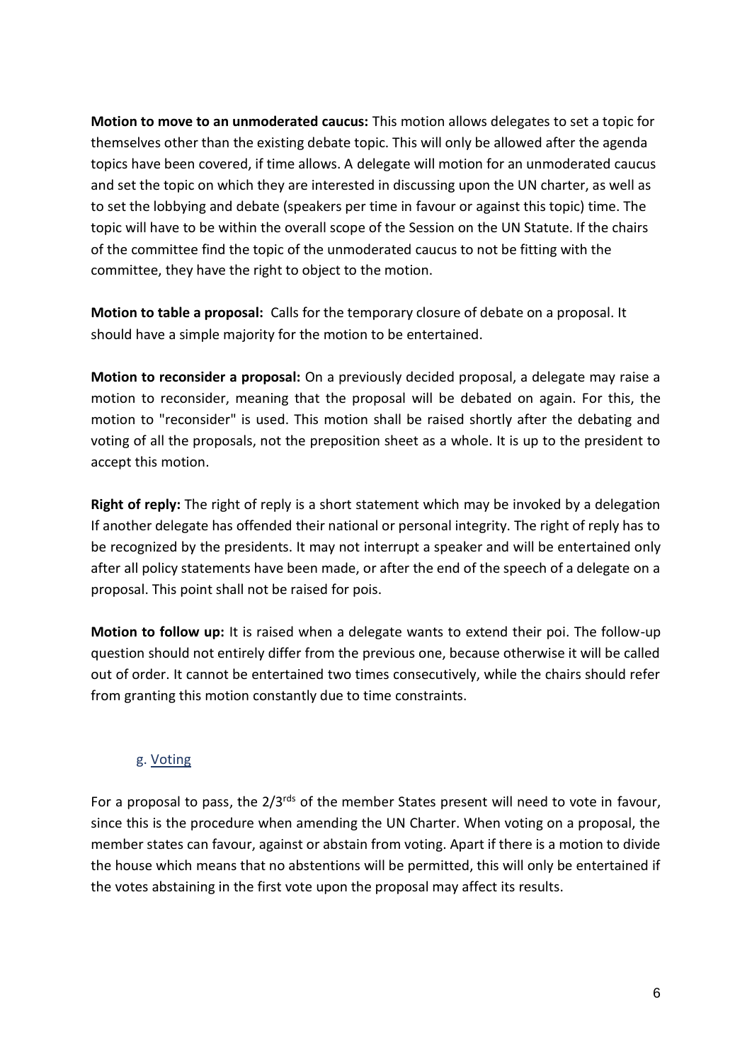**Motion to move to an unmoderated caucus:** This motion allows delegates to set a topic for themselves other than the existing debate topic. This will only be allowed after the agenda topics have been covered, if time allows. A delegate will motion for an unmoderated caucus and set the topic on which they are interested in discussing upon the UN charter, as well as to set the lobbying and debate (speakers per time in favour or against this topic) time. The topic will have to be within the overall scope of the Session on the UN Statute. If the chairs of the committee find the topic of the unmoderated caucus to not be fitting with the committee, they have the right to object to the motion.

**Motion to table a proposal:** Calls for the temporary closure of debate on a proposal. It should have a simple majority for the motion to be entertained.

**Motion to reconsider a proposal:** On a previously decided proposal, a delegate may raise a motion to reconsider, meaning that the proposal will be debated on again. For this, the motion to "reconsider" is used. This motion shall be raised shortly after the debating and voting of all the proposals, not the preposition sheet as a whole. It is up to the president to accept this motion.

**Right of reply:** The right of reply is a short statement which may be invoked by a delegation If another delegate has offended their national or personal integrity. The right of reply has to be recognized by the presidents. It may not interrupt a speaker and will be entertained only after all policy statements have been made, or after the end of the speech of a delegate on a proposal. This point shall not be raised for pois.

**Motion to follow up:** It is raised when a delegate wants to extend their poi. The follow-up question should not entirely differ from the previous one, because otherwise it will be called out of order. It cannot be entertained two times consecutively, while the chairs should refer from granting this motion constantly due to time constraints.

### g. Voting

For a proposal to pass, the 2/3rds of the member States present will need to vote in favour, since this is the procedure when amending the UN Charter. When voting on a proposal, the member states can favour, against or abstain from voting. Apart if there is a motion to divide the house which means that no abstentions will be permitted, this will only be entertained if the votes abstaining in the first vote upon the proposal may affect its results.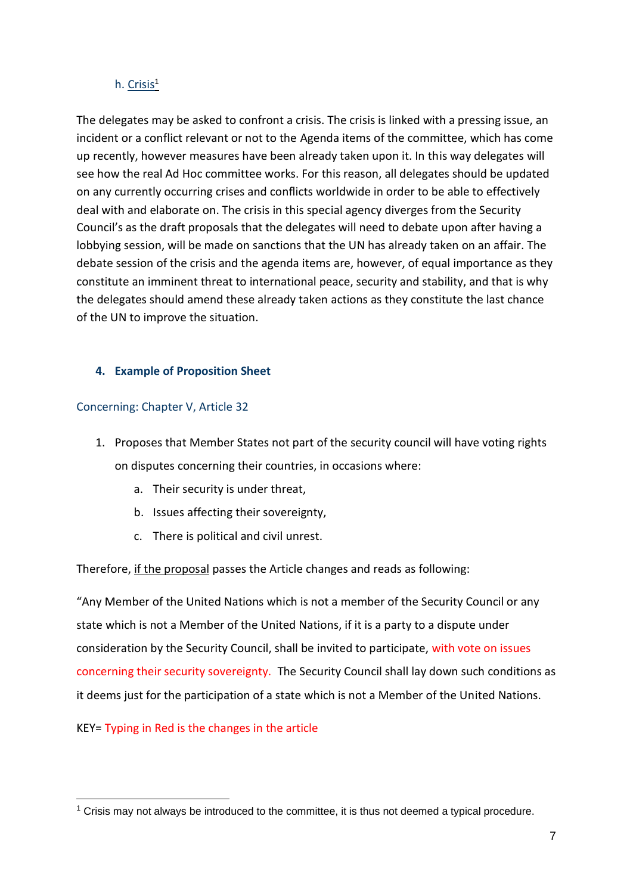### h. Crisis[1]

The delegates may be asked to confront a crisis. The crisis is linked with a pressing issue, an incident or a conflict relevant or not to the Agenda items of the committee, which has come up recently, however measures have been already taken upon it. In this way delegates will see how the real Ad Hoc committee works. For this reason, all delegates should be updated on any currently occurring crises and conflicts worldwide in order to be able to effectively deal with and elaborate on. The crisis in this special agency diverges from the Security Council's as the draft proposals that the delegates will need to debate upon after having a lobbying session, will be made on sanctions that the UN has already taken on an affair. The debate session of the crisis and the agenda items are, however, of equal importance as they constitute an imminent threat to international peace, security and stability, and that is why the delegates should amend these already taken actions as they constitute the last chance of the UN to improve the situation.

## 4. Example of Proposition Sheet

Concerning: Chapter V, Article 32

1. Proposes that Member States not part of the security council will have voting rights on disputes concerning their countries, in occasions where:
   a. Their security is under threat,
   b. Issues affecting their sovereignty,
   c. There is political and civil unrest.

Therefore, if the proposal passes the Article changes and reads as following:

"Any Member of the United Nations which is not a member of the Security Council or any state which is not a Member of the United Nations, if it is a party to a dispute under consideration by the Security Council, shall be invited to participate, with vote on issues concerning their security sovereignty. The Security Council shall lay down such conditions as it deems just for the participation of a state which is not a Member of the United Nations.

KEY= Typing in Red is the changes in the article

---

[1] Crisis may not always be introduced to the committee, it is thus not deemed a typical procedure.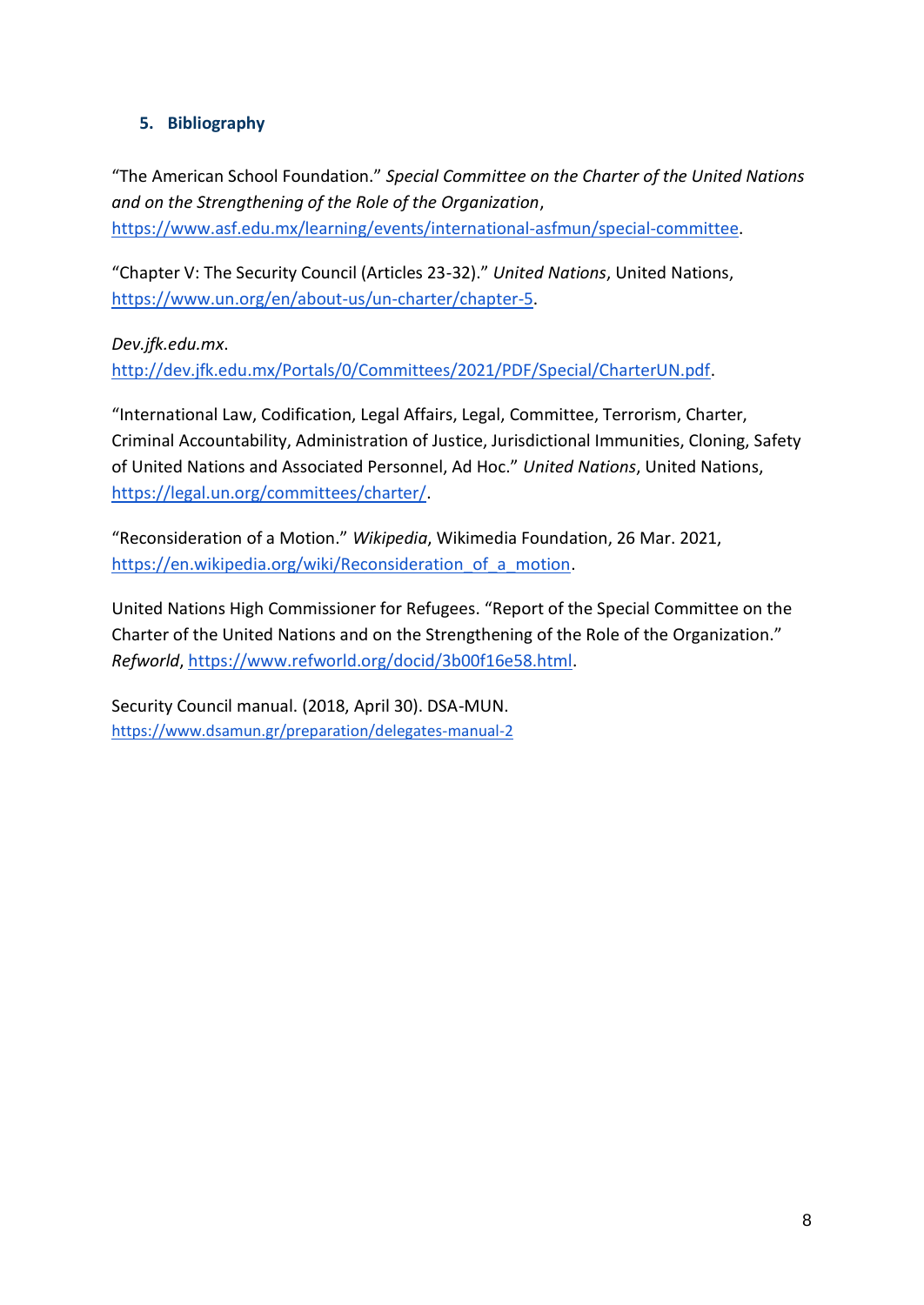## 5. Bibliography

"The American School Foundation." *Special Committee on the Charter of the United Nations and on the Strengthening of the Role of the Organization*, https://www.asf.edu.mx/learning/events/international-asfmun/special-committee.

"Chapter V: The Security Council (Articles 23-32)." *United Nations*, United Nations, https://www.un.org/en/about-us/un-charter/chapter-5.

*Dev.jfk.edu.mx*. http://dev.jfk.edu.mx/Portals/0/Committees/2021/PDF/Special/CharterUN.pdf.

"International Law, Codification, Legal Affairs, Legal, Committee, Terrorism, Charter, Criminal Accountability, Administration of Justice, Jurisdictional Immunities, Cloning, Safety of United Nations and Associated Personnel, Ad Hoc." *United Nations*, United Nations, https://legal.un.org/committees/charter/.

"Reconsideration of a Motion." *Wikipedia*, Wikimedia Foundation, 26 Mar. 2021, https://en.wikipedia.org/wiki/Reconsideration_of_a_motion.

United Nations High Commissioner for Refugees. "Report of the Special Committee on the Charter of the United Nations and on the Strengthening of the Role of the Organization." *Refworld*, https://www.refworld.org/docid/3b00f16e58.html.

Security Council manual. (2018, April 30). DSA-MUN. https://www.dsamun.gr/preparation/delegates-manual-2